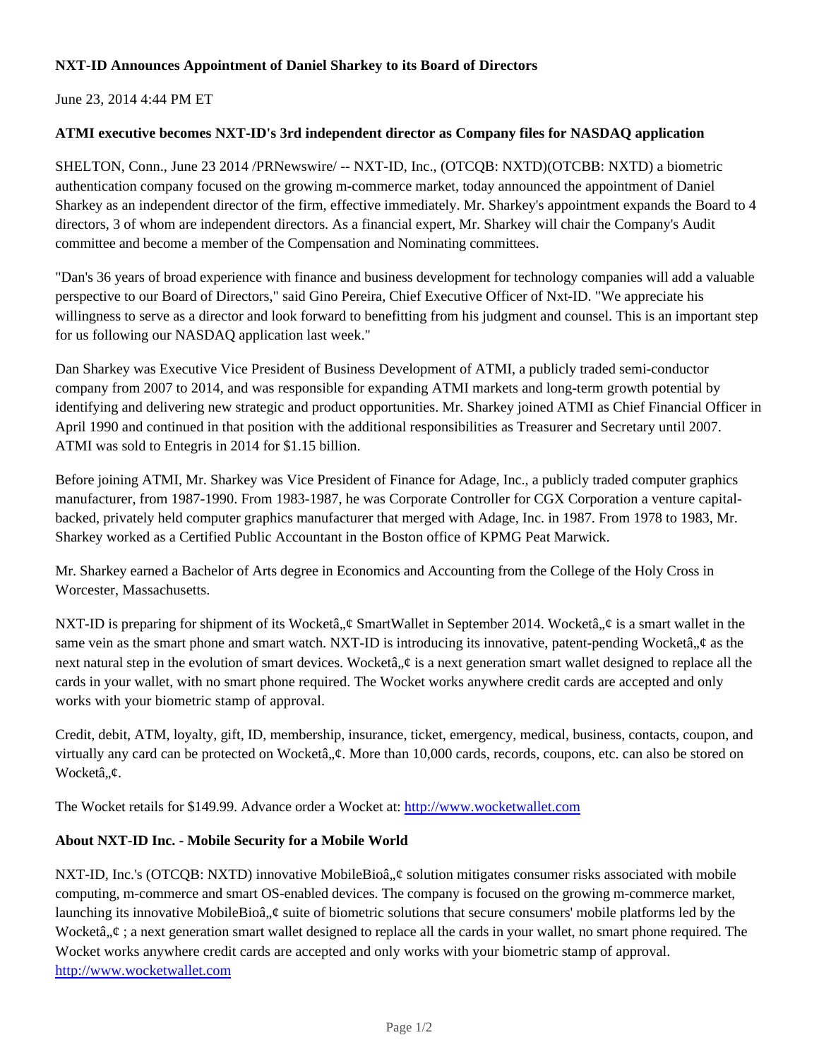**NXT-ID Announces Appointment of Daniel Sharkey to its Board of Directors**

June 23, 2014 4:44 PM ET

**ATMI executive becomes NXT-ID's 3rd independent director as Company files for NASDAQ application**

SHELTON, Conn., June 23 2014 /PRNewswire/ -- NXT-ID, Inc., (OTCQB: NXTD)(OTCBB: NXTD) a biometric authentication company focused on the growing m-commerce market, today announced the appointment of Daniel Sharkey as an independent director of the firm, effective immediately. Mr. Sharkey's appointment expands the Board to 4 directors, 3 of whom are independent directors. As a financial expert, Mr. Sharkey will chair the Company's Audit committee and become a member of the Compensation and Nominating committees.

"Dan's 36 years of broad experience with finance and business development for technology companies will add a valuable perspective to our Board of Directors," said Gino Pereira, Chief Executive Officer of Nxt-ID. "We appreciate his willingness to serve as a director and look forward to benefitting from his judgment and counsel. This is an important step for us following our NASDAQ application last week."

Dan Sharkey was Executive Vice President of Business Development of ATMI, a publicly traded semi-conductor company from 2007 to 2014, and was responsible for expanding ATMI markets and long-term growth potential by identifying and delivering new strategic and product opportunities. Mr. Sharkey joined ATMI as Chief Financial Officer in April 1990 and continued in that position with the additional responsibilities as Treasurer and Secretary until 2007. ATMI was sold to Entegris in 2014 for $1.15 billion.

Before joining ATMI, Mr. Sharkey was Vice President of Finance for Adage, Inc., a publicly traded computer graphics manufacturer, from 1987-1990. From 1983-1987, he was Corporate Controller for CGX Corporation a venture capital-backed, privately held computer graphics manufacturer that merged with Adage, Inc. in 1987. From 1978 to 1983, Mr. Sharkey worked as a Certified Public Accountant in the Boston office of KPMG Peat Marwick.

Mr. Sharkey earned a Bachelor of Arts degree in Economics and Accounting from the College of the Holy Cross in Worcester, Massachusetts.

NXT-ID is preparing for shipment of its Wocketâ„¢ SmartWallet in September 2014. Wocketâ„¢ is a smart wallet in the same vein as the smart phone and smart watch. NXT-ID is introducing its innovative, patent-pending Wocketâ„¢ as the next natural step in the evolution of smart devices. Wocketâ„¢ is a next generation smart wallet designed to replace all the cards in your wallet, with no smart phone required. The Wocket works anywhere credit cards are accepted and only works with your biometric stamp of approval.

Credit, debit, ATM, loyalty, gift, ID, membership, insurance, ticket, emergency, medical, business, contacts, coupon, and virtually any card can be protected on Wocketâ„¢. More than 10,000 cards, records, coupons, etc. can also be stored on Wocketâ„¢.

The Wocket retails for $149.99. Advance order a Wocket at: http://www.wocketwallet.com

**About NXT-ID Inc. - Mobile Security for a Mobile World**

NXT-ID, Inc.'s (OTCQB: NXTD) innovative MobileBioâ„¢ solution mitigates consumer risks associated with mobile computing, m-commerce and smart OS-enabled devices. The company is focused on the growing m-commerce market, launching its innovative MobileBioâ„¢ suite of biometric solutions that secure consumers' mobile platforms led by the Wocketâ„¢ ; a next generation smart wallet designed to replace all the cards in your wallet, no smart phone required. The Wocket works anywhere credit cards are accepted and only works with your biometric stamp of approval. http://www.wocketwallet.com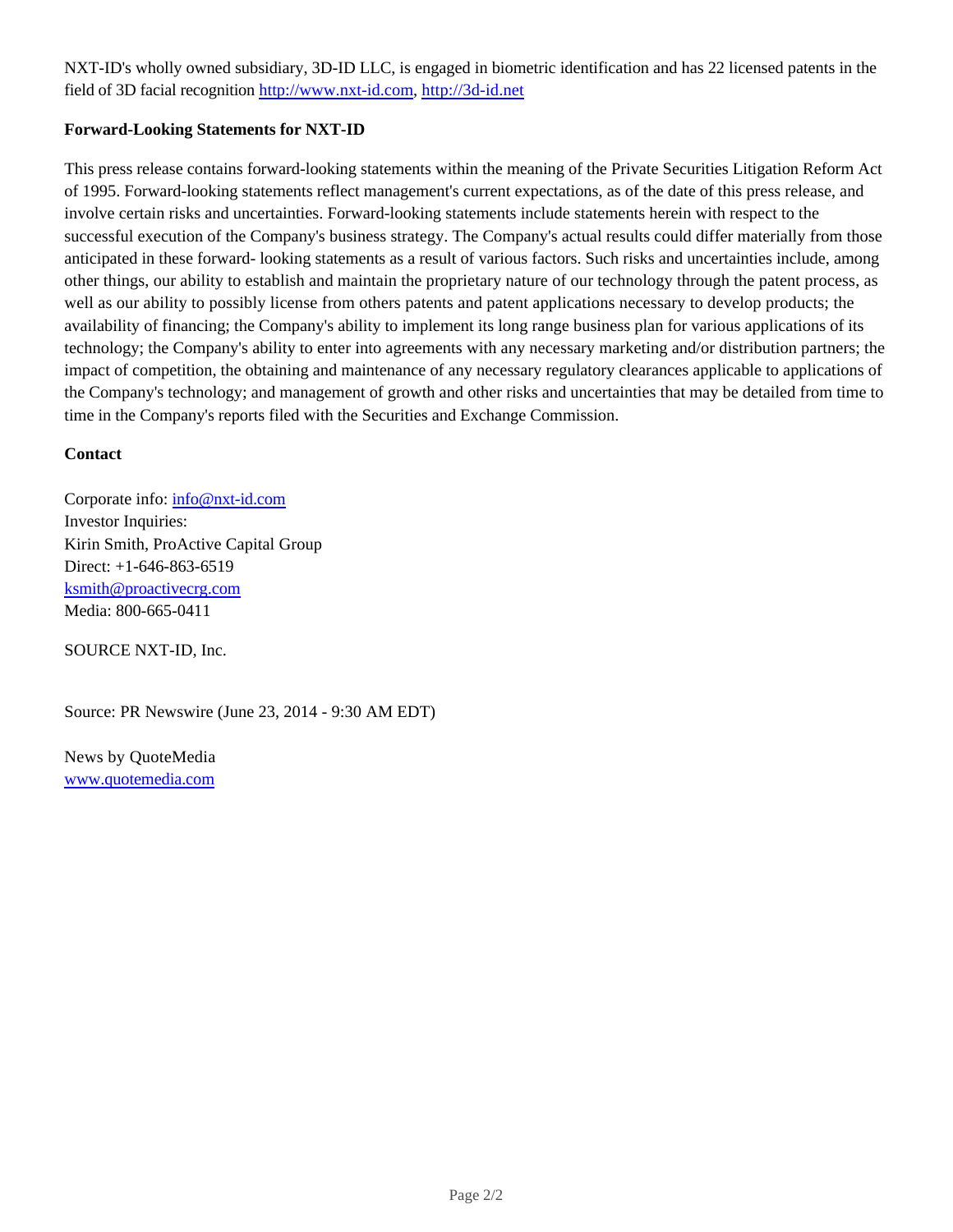NXT-ID's wholly owned subsidiary, 3D-ID LLC, is engaged in biometric identification and has 22 licensed patents in the field of 3D facial recognition http://www.nxt-id.com, http://3d-id.net

**Forward-Looking Statements for NXT-ID**

This press release contains forward-looking statements within the meaning of the Private Securities Litigation Reform Act of 1995. Forward-looking statements reflect management's current expectations, as of the date of this press release, and involve certain risks and uncertainties. Forward-looking statements include statements herein with respect to the successful execution of the Company's business strategy. The Company's actual results could differ materially from those anticipated in these forward- looking statements as a result of various factors. Such risks and uncertainties include, among other things, our ability to establish and maintain the proprietary nature of our technology through the patent process, as well as our ability to possibly license from others patents and patent applications necessary to develop products; the availability of financing; the Company's ability to implement its long range business plan for various applications of its technology; the Company's ability to enter into agreements with any necessary marketing and/or distribution partners; the impact of competition, the obtaining and maintenance of any necessary regulatory clearances applicable to applications of the Company's technology; and management of growth and other risks and uncertainties that may be detailed from time to time in the Company's reports filed with the Securities and Exchange Commission.

**Contact**

Corporate info: info@nxt-id.com
Investor Inquiries:
Kirin Smith, ProActive Capital Group
Direct: +1-646-863-6519
ksmith@proactivecrg.com
Media: 800-665-0411

SOURCE NXT-ID, Inc.

Source: PR Newswire (June 23, 2014 - 9:30 AM EDT)

News by QuoteMedia
www.quotemedia.com